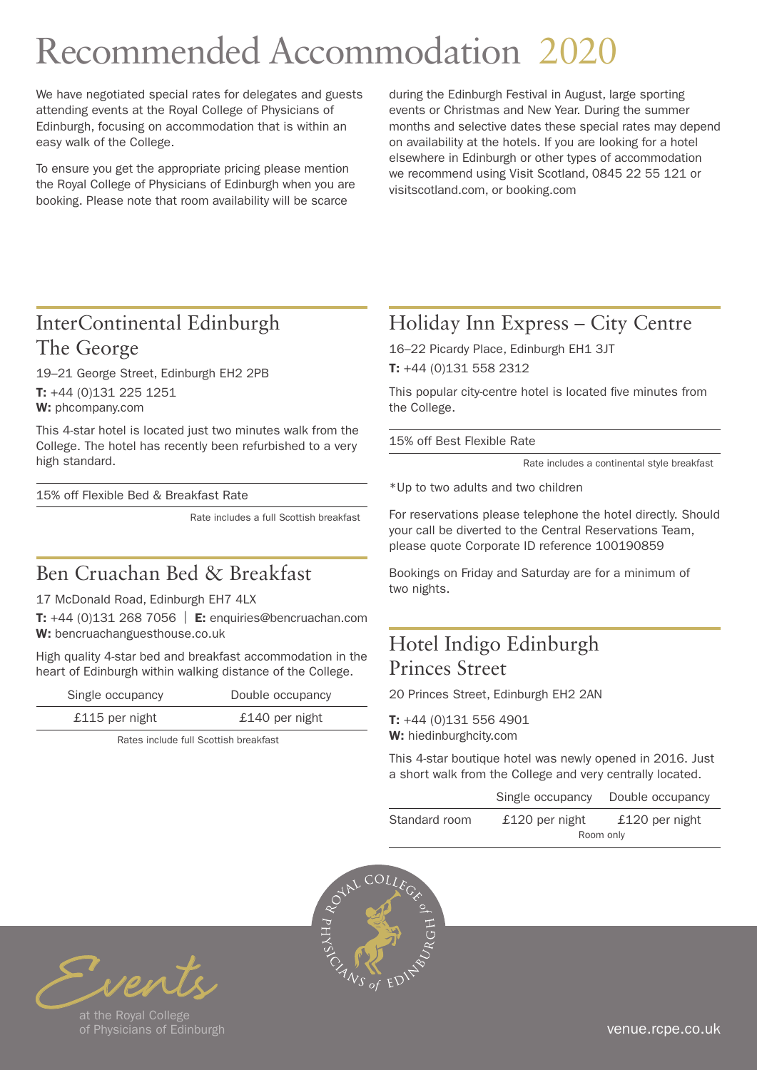# Recommended Accommodation 2020

We have negotiated special rates for delegates and guests attending events at the Royal College of Physicians of Edinburgh, focusing on accommodation that is within an easy walk of the College.

To ensure you get the appropriate pricing please mention the Royal College of Physicians of Edinburgh when you are booking. Please note that room availability will be scarce during the Edinburgh Festival in August, large sporting events or Christmas and New Year. During the summer months and selective dates these special rates may depend on availability at the hotels. If you are looking for a hotel elsewhere in Edinburgh or other types of accommodation we recommend using Visit Scotland, 0845 22 55 121 or visitscotland.com, or booking.com

## InterContinental Edinburgh The George

19–21 George Street, Edinburgh EH2 2PB

**T:** +44 (0)131 225 1251
**W:** phcompany.com

This 4-star hotel is located just two minutes walk from the College. The hotel has recently been refurbished to a very high standard.

15% off Flexible Bed & Breakfast Rate

Rate includes a full Scottish breakfast

## Ben Cruachan Bed & Breakfast

17 McDonald Road, Edinburgh EH7 4LX

**T:** +44 (0)131 268 7056 | **E:** enquiries@bencruachan.com
**W:** bencruachanguesthouse.co.uk

High quality 4-star bed and breakfast accommodation in the heart of Edinburgh within walking distance of the College.

| Single occupancy | Double occupancy |
|---|---|
| £115 per night | £140 per night |

Rates include full Scottish breakfast

## Holiday Inn Express – City Centre

16–22 Picardy Place, Edinburgh EH1 3JT

**T:** +44 (0)131 558 2312

This popular city-centre hotel is located five minutes from the College.

15% off Best Flexible Rate

Rate includes a continental style breakfast

*Up to two adults and two children

For reservations please telephone the hotel directly. Should your call be diverted to the Central Reservations Team, please quote Corporate ID reference 100190859

Bookings on Friday and Saturday are for a minimum of two nights.

## Hotel Indigo Edinburgh Princes Street

20 Princes Street, Edinburgh EH2 2AN

**T:** +44 (0)131 556 4901
**W:** hiedinburghcity.com

This 4-star boutique hotel was newly opened in 2016. Just a short walk from the College and very centrally located.

| | Single occupancy | Double occupancy |
|---|---|---|
| Standard room | £120 per night | £120 per night |

Room only

Events at the Royal College of Physicians of Edinburgh

venue.rcpe.co.uk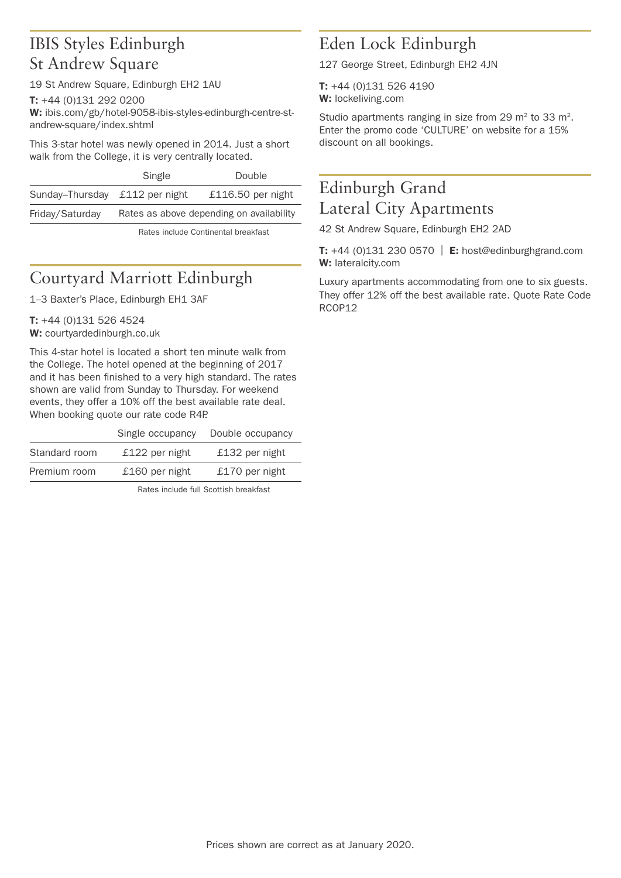## IBIS Styles Edinburgh St Andrew Square

19 St Andrew Square, Edinburgh EH2 1AU

**T:** +44 (0)131 292 0200
**W:** ibis.com/gb/hotel-9058-ibis-styles-edinburgh-centre-st-andrew-square/index.shtml

This 3-star hotel was newly opened in 2014. Just a short walk from the College, it is very centrally located.

| | Single | Double |
|---|---|---|
| Sunday–Thursday | £112 per night | £116.50 per night |
| Friday/Saturday | Rates as above depending on availability | |

Rates include Continental breakfast

## Courtyard Marriott Edinburgh

1–3 Baxter's Place, Edinburgh EH1 3AF

**T:** +44 (0)131 526 4524
**W:** courtyardedinburgh.co.uk

This 4-star hotel is located a short ten minute walk from the College. The hotel opened at the beginning of 2017 and it has been finished to a very high standard. The rates shown are valid from Sunday to Thursday. For weekend events, they offer a 10% off the best available rate deal. When booking quote our rate code R4P.

| | Single occupancy | Double occupancy |
|---|---|---|
| Standard room | £122 per night | £132 per night |
| Premium room | £160 per night | £170 per night |

Rates include full Scottish breakfast

## Eden Lock Edinburgh

127 George Street, Edinburgh EH2 4JN

**T:** +44 (0)131 526 4190
**W:** lockeliving.com

Studio apartments ranging in size from 29 $m^2$ to 33 $m^2$. Enter the promo code 'CULTURE' on website for a 15% discount on all bookings.

## Edinburgh Grand Lateral City Apartments

42 St Andrew Square, Edinburgh EH2 2AD

**T:** +44 (0)131 230 0570 | **E:** host@edinburghgrand.com
**W:** lateralcity.com

Luxury apartments accommodating from one to six guests. They offer 12% off the best available rate. Quote Rate Code RCOP12

Prices shown are correct as at January 2020.